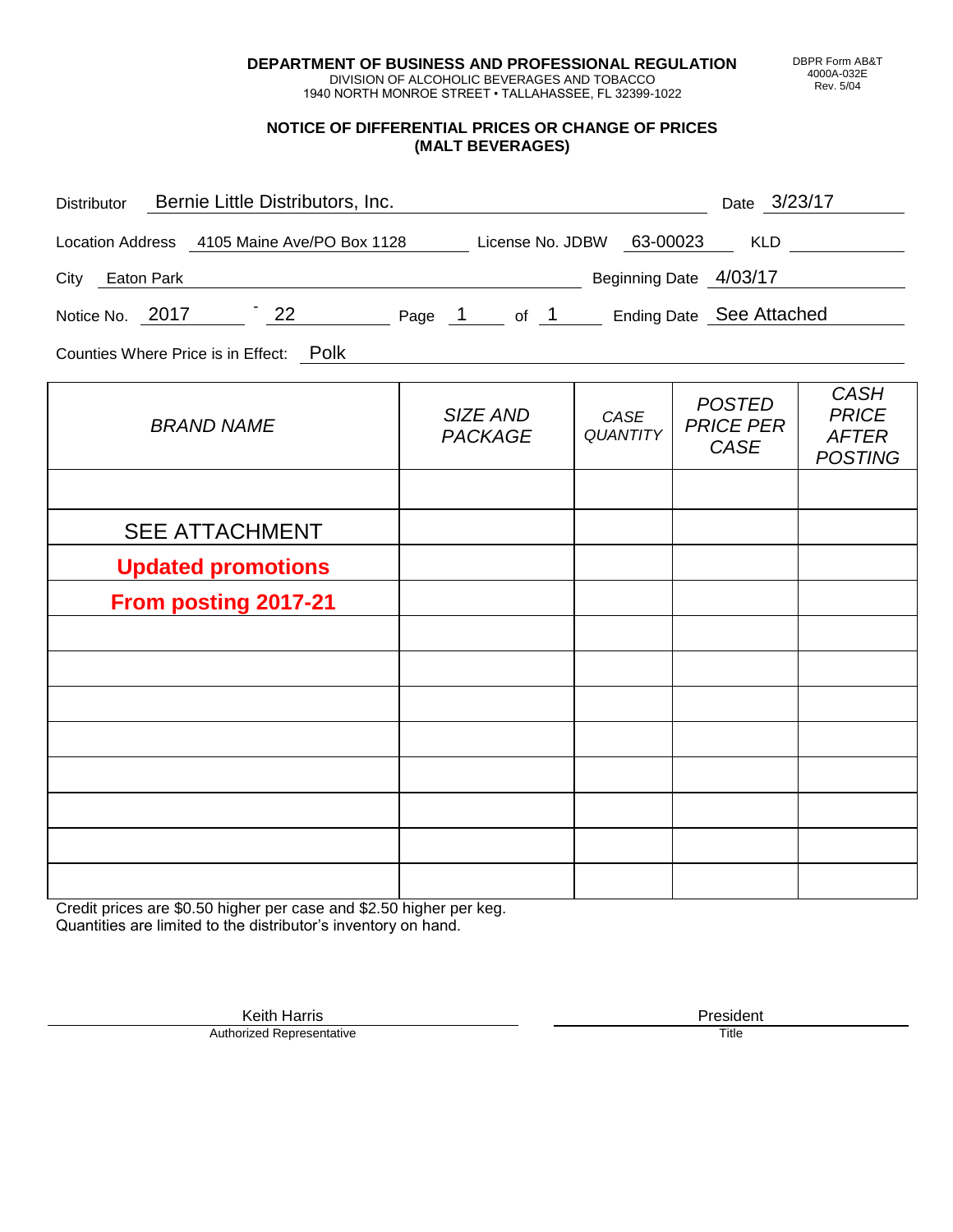**DEPARTMENT OF BUSINESS AND PROFESSIONAL REGULATION**
DIVISION OF ALCOHOLIC BEVERAGES AND TOBACCO
1940 NORTH MONROE STREET • TALLAHASSEE, FL 32399-1022

DBPR Form AB&T
4000A-032E
Rev. 5/04

## NOTICE OF DIFFERENTIAL PRICES OR CHANGE OF PRICES (MALT BEVERAGES)

Distributor: Bernie Little Distributors, Inc. Date: 3/23/17

Location Address: 4105 Maine Ave/PO Box 1128 License No. JDBW 63-00023 KLD

City: Eaton Park Beginning Date: 4/03/17

Notice No. 2017 - 22 Page 1 of 1 Ending Date: See Attached

Counties Where Price is in Effect: Polk

| BRAND NAME | SIZE AND PACKAGE | CASE QUANTITY | POSTED PRICE PER CASE | CASH PRICE AFTER POSTING |
|---|---|---|---|---|
| | | | | |
| SEE ATTACHMENT | | | | |
| **Updated promotions** | | | | |
| **From posting 2017-21** | | | | |
| | | | | |
| | | | | |
| | | | | |
| | | | | |
| | | | | |
| | | | | |
| | | | | |
| | | | | |

Credit prices are $0.50 higher per case and $2.50 higher per keg.
Quantities are limited to the distributor's inventory on hand.

Keith Harris
Authorized Representative

President
Title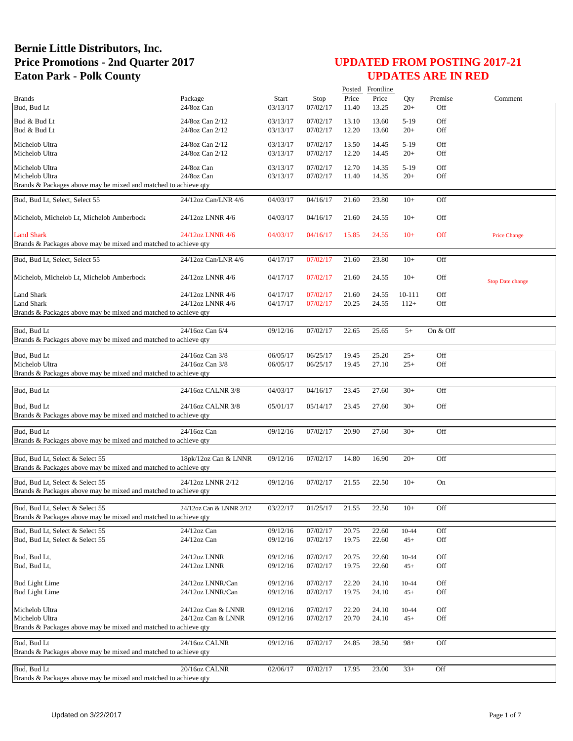# Bernie Little Distributors, Inc.
# Price Promotions - 2nd Quarter 2017
# Eaton Park - Polk County

## UPDATED FROM POSTING 2017-21
## UPDATES ARE IN RED

| Brands | Package | Start | Stop | Posted Price | Frontline Price | Qty | Premise | Comment |
|---|---|---|---|---|---|---|---|---|
| Bud, Bud Lt | 24/8oz Can | 03/13/17 | 07/02/17 | 11.40 | 13.25 | 20+ | Off | |
| Bud & Bud Lt | 24/8oz Can 2/12 | 03/13/17 | 07/02/17 | 13.10 | 13.60 | 5-19 | Off | |
| Bud & Bud Lt | 24/8oz Can 2/12 | 03/13/17 | 07/02/17 | 12.20 | 13.60 | 20+ | Off | |
| Michelob Ultra | 24/8oz Can 2/12 | 03/13/17 | 07/02/17 | 13.50 | 14.45 | 5-19 | Off | |
| Michelob Ultra | 24/8oz Can 2/12 | 03/13/17 | 07/02/17 | 12.20 | 14.45 | 20+ | Off | |
| Michelob Ultra | 24/8oz Can | 03/13/17 | 07/02/17 | 12.70 | 14.35 | 5-19 | Off | |
| Michelob Ultra | 24/8oz Can | 03/13/17 | 07/02/17 | 11.40 | 14.35 | 20+ | Off | |
| Brands & Packages above may be mixed and matched to achieve qty | | | | | | | | |
| Bud, Bud Lt, Select, Select 55 | 24/12oz Can/LNR 4/6 | 04/03/17 | 04/16/17 | 21.60 | 23.80 | 10+ | Off | |
| Michelob, Michelob Lt, Michelob Amberbock | 24/12oz LNNR 4/6 | 04/03/17 | 04/16/17 | 21.60 | 24.55 | 10+ | Off | |
| Land Shark | 24/12oz LNNR 4/6 | 04/03/17 | 04/16/17 | 15.85 | 24.55 | 10+ | Off | Price Change |
| Brands & Packages above may be mixed and matched to achieve qty | | | | | | | | |
| Bud, Bud Lt, Select, Select 55 | 24/12oz Can/LNR 4/6 | 04/17/17 | 07/02/17 | 21.60 | 23.80 | 10+ | Off | |
| Michelob, Michelob Lt, Michelob Amberbock | 24/12oz LNNR 4/6 | 04/17/17 | 07/02/17 | 21.60 | 24.55 | 10+ | Off | Stop Date change |
| Land Shark | 24/12oz LNNR 4/6 | 04/17/17 | 07/02/17 | 21.60 | 24.55 | 10-111 | Off | |
| Land Shark | 24/12oz LNNR 4/6 | 04/17/17 | 07/02/17 | 20.25 | 24.55 | 112+ | Off | |
| Brands & Packages above may be mixed and matched to achieve qty | | | | | | | | |
| Bud, Bud Lt | 24/16oz Can 6/4 | 09/12/16 | 07/02/17 | 22.65 | 25.65 | 5+ | On & Off | |
| Brands & Packages above may be mixed and matched to achieve qty | | | | | | | | |
| Bud, Bud Lt | 24/16oz Can 3/8 | 06/05/17 | 06/25/17 | 19.45 | 25.20 | 25+ | Off | |
| Michelob Ultra | 24/16oz Can 3/8 | 06/05/17 | 06/25/17 | 19.45 | 27.10 | 25+ | Off | |
| Brands & Packages above may be mixed and matched to achieve qty | | | | | | | | |
| Bud, Bud Lt | 24/16oz CALNR 3/8 | 04/03/17 | 04/16/17 | 23.45 | 27.60 | 30+ | Off | |
| Bud, Bud Lt | 24/16oz CALNR 3/8 | 05/01/17 | 05/14/17 | 23.45 | 27.60 | 30+ | Off | |
| Brands & Packages above may be mixed and matched to achieve qty | | | | | | | | |
| Bud, Bud Lt | 24/16oz Can | 09/12/16 | 07/02/17 | 20.90 | 27.60 | 30+ | Off | |
| Brands & Packages above may be mixed and matched to achieve qty | | | | | | | | |
| Bud, Bud Lt, Select & Select 55 | 18pk/12oz Can & LNNR | 09/12/16 | 07/02/17 | 14.80 | 16.90 | 20+ | Off | |
| Brands & Packages above may be mixed and matched to achieve qty | | | | | | | | |
| Bud, Bud Lt, Select & Select 55 | 24/12oz LNNR 2/12 | 09/12/16 | 07/02/17 | 21.55 | 22.50 | 10+ | On | |
| Brands & Packages above may be mixed and matched to achieve qty | | | | | | | | |
| Bud, Bud Lt, Select & Select 55 | 24/12oz Can & LNNR 2/12 | 03/22/17 | 01/25/17 | 21.55 | 22.50 | 10+ | Off | |
| Brands & Packages above may be mixed and matched to achieve qty | | | | | | | | |
| Bud, Bud Lt, Select & Select 55 | 24/12oz Can | 09/12/16 | 07/02/17 | 20.75 | 22.60 | 10-44 | Off | |
| Bud, Bud Lt, Select & Select 55 | 24/12oz Can | 09/12/16 | 07/02/17 | 19.75 | 22.60 | 45+ | Off | |
| Bud, Bud Lt, | 24/12oz LNNR | 09/12/16 | 07/02/17 | 20.75 | 22.60 | 10-44 | Off | |
| Bud, Bud Lt, | 24/12oz LNNR | 09/12/16 | 07/02/17 | 19.75 | 22.60 | 45+ | Off | |
| Bud Light Lime | 24/12oz LNNR/Can | 09/12/16 | 07/02/17 | 22.20 | 24.10 | 10-44 | Off | |
| Bud Light Lime | 24/12oz LNNR/Can | 09/12/16 | 07/02/17 | 19.75 | 24.10 | 45+ | Off | |
| Michelob Ultra | 24/12oz Can & LNNR | 09/12/16 | 07/02/17 | 22.20 | 24.10 | 10-44 | Off | |
| Michelob Ultra | 24/12oz Can & LNNR | 09/12/16 | 07/02/17 | 20.70 | 24.10 | 45+ | Off | |
| Brands & Packages above may be mixed and matched to achieve qty | | | | | | | | |
| Bud, Bud Lt | 24/16oz CALNR | 09/12/16 | 07/02/17 | 24.85 | 28.50 | 98+ | Off | |
| Brands & Packages above may be mixed and matched to achieve qty | | | | | | | | |
| Bud, Bud Lt | 20/16oz CALNR | 02/06/17 | 07/02/17 | 17.95 | 23.00 | 33+ | Off | |
| Brands & Packages above may be mixed and matched to achieve qty | | | | | | | | |

Updated on 3/22/2017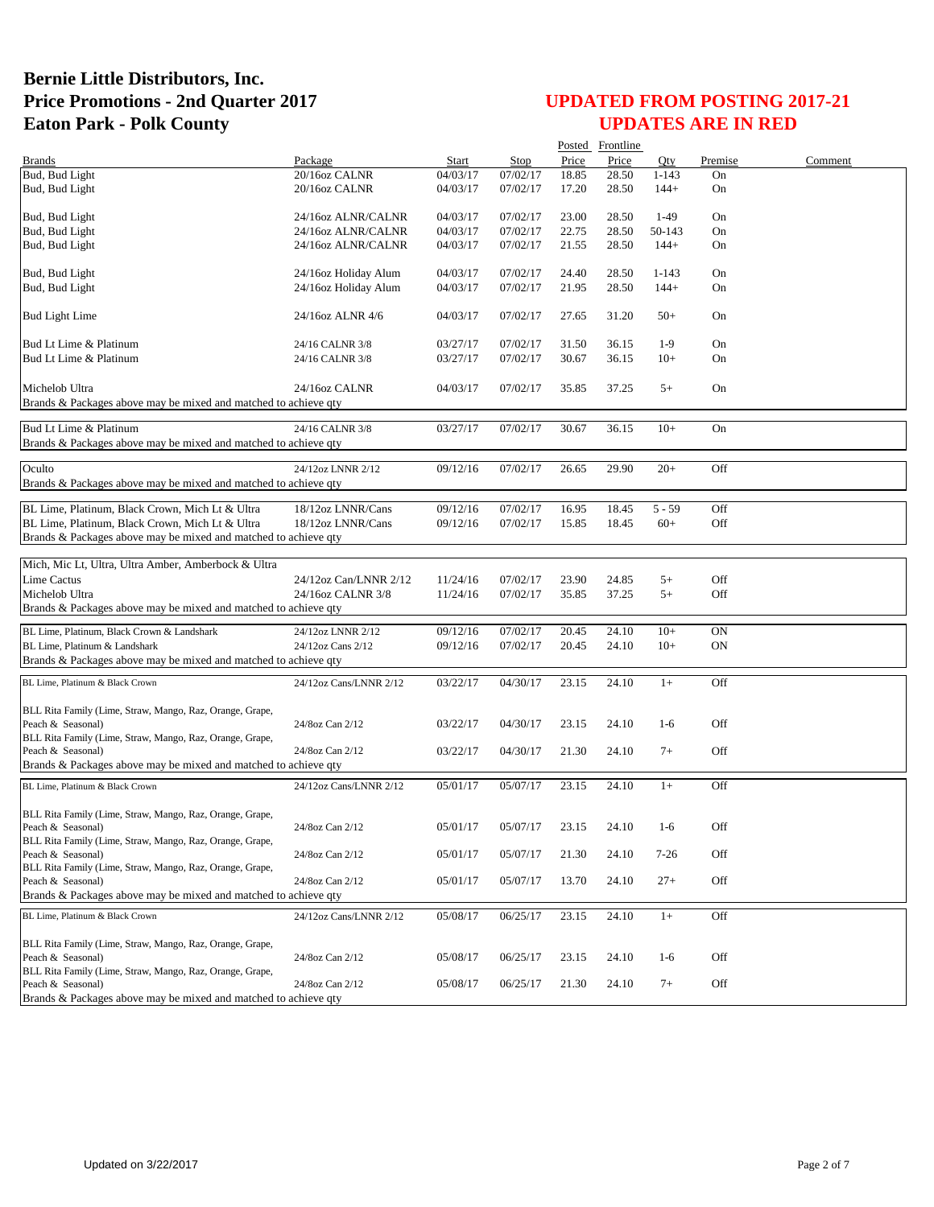# Bernie Little Distributors, Inc.
# Price Promotions - 2nd Quarter 2017
# Eaton Park - Polk County

## UPDATED FROM POSTING 2017-21
## UPDATES ARE IN RED

| Brands | Package | Start | Stop | Posted Price | Frontline Price | Qty | Premise | Comment |
|---|---|---|---|---|---|---|---|---|
| Bud, Bud Light | 20/16oz CALNR | 04/03/17 | 07/02/17 | 18.85 | 28.50 | 1-143 | On | |
| Bud, Bud Light | 20/16oz CALNR | 04/03/17 | 07/02/17 | 17.20 | 28.50 | 144+ | On | |
| Bud, Bud Light | 24/16oz ALNR/CALNR | 04/03/17 | 07/02/17 | 23.00 | 28.50 | 1-49 | On | |
| Bud, Bud Light | 24/16oz ALNR/CALNR | 04/03/17 | 07/02/17 | 22.75 | 28.50 | 50-143 | On | |
| Bud, Bud Light | 24/16oz ALNR/CALNR | 04/03/17 | 07/02/17 | 21.55 | 28.50 | 144+ | On | |
| Bud, Bud Light | 24/16oz Holiday Alum | 04/03/17 | 07/02/17 | 24.40 | 28.50 | 1-143 | On | |
| Bud, Bud Light | 24/16oz Holiday Alum | 04/03/17 | 07/02/17 | 21.95 | 28.50 | 144+ | On | |
| Bud Light Lime | 24/16oz ALNR 4/6 | 04/03/17 | 07/02/17 | 27.65 | 31.20 | 50+ | On | |
| Bud Lt Lime & Platinum | 24/16 CALNR 3/8 | 03/27/17 | 07/02/17 | 31.50 | 36.15 | 1-9 | On | |
| Bud Lt Lime & Platinum | 24/16 CALNR 3/8 | 03/27/17 | 07/02/17 | 30.67 | 36.15 | 10+ | On | |
| Michelob Ultra | 24/16oz CALNR | 04/03/17 | 07/02/17 | 35.85 | 37.25 | 5+ | On | |
| Brands & Packages above may be mixed and matched to achieve qty | | | | | | | | |
| Bud Lt Lime & Platinum | 24/16 CALNR 3/8 | 03/27/17 | 07/02/17 | 30.67 | 36.15 | 10+ | On | |
| Brands & Packages above may be mixed and matched to achieve qty | | | | | | | | |
| Oculto | 24/12oz LNNR 2/12 | 09/12/16 | 07/02/17 | 26.65 | 29.90 | 20+ | Off | |
| Brands & Packages above may be mixed and matched to achieve qty | | | | | | | | |
| BL Lime, Platinum, Black Crown, Mich Lt & Ultra | 18/12oz LNNR/Cans | 09/12/16 | 07/02/17 | 16.95 | 18.45 | 5 - 59 | Off | |
| BL Lime, Platinum, Black Crown, Mich Lt & Ultra | 18/12oz LNNR/Cans | 09/12/16 | 07/02/17 | 15.85 | 18.45 | 60+ | Off | |
| Brands & Packages above may be mixed and matched to achieve qty | | | | | | | | |
| Mich, Mic Lt, Ultra, Ultra Amber, Amberbock & Ultra Lime Cactus | 24/12oz Can/LNNR 2/12 | 11/24/16 | 07/02/17 | 23.90 | 24.85 | 5+ | Off | |
| Michelob Ultra | 24/16oz CALNR 3/8 | 11/24/16 | 07/02/17 | 35.85 | 37.25 | 5+ | Off | |
| Brands & Packages above may be mixed and matched to achieve qty | | | | | | | | |
| BL Lime, Platinum, Black Crown & Landshark | 24/12oz LNNR 2/12 | 09/12/16 | 07/02/17 | 20.45 | 24.10 | 10+ | ON | |
| BL Lime, Platinum & Landshark | 24/12oz Cans 2/12 | 09/12/16 | 07/02/17 | 20.45 | 24.10 | 10+ | ON | |
| Brands & Packages above may be mixed and matched to achieve qty | | | | | | | | |
| BL Lime, Platinum & Black Crown | 24/12oz Cans/LNNR 2/12 | 03/22/17 | 04/30/17 | 23.15 | 24.10 | 1+ | Off | |
| BLL Rita Family (Lime, Straw, Mango, Raz, Orange, Grape, Peach & Seasonal) | 24/8oz Can 2/12 | 03/22/17 | 04/30/17 | 23.15 | 24.10 | 1-6 | Off | |
| BLL Rita Family (Lime, Straw, Mango, Raz, Orange, Grape, Peach & Seasonal) | 24/8oz Can 2/12 | 03/22/17 | 04/30/17 | 21.30 | 24.10 | 7+ | Off | |
| Brands & Packages above may be mixed and matched to achieve qty | | | | | | | | |
| BL Lime, Platinum & Black Crown | 24/12oz Cans/LNNR 2/12 | 05/01/17 | 05/07/17 | 23.15 | 24.10 | 1+ | Off | |
| BLL Rita Family (Lime, Straw, Mango, Raz, Orange, Grape, Peach & Seasonal) | 24/8oz Can 2/12 | 05/01/17 | 05/07/17 | 23.15 | 24.10 | 1-6 | Off | |
| BLL Rita Family (Lime, Straw, Mango, Raz, Orange, Grape, Peach & Seasonal) | 24/8oz Can 2/12 | 05/01/17 | 05/07/17 | 21.30 | 24.10 | 7-26 | Off | |
| BLL Rita Family (Lime, Straw, Mango, Raz, Orange, Grape, Peach & Seasonal) | 24/8oz Can 2/12 | 05/01/17 | 05/07/17 | 13.70 | 24.10 | 27+ | Off | |
| Brands & Packages above may be mixed and matched to achieve qty | | | | | | | | |
| BL Lime, Platinum & Black Crown | 24/12oz Cans/LNNR 2/12 | 05/08/17 | 06/25/17 | 23.15 | 24.10 | 1+ | Off | |
| BLL Rita Family (Lime, Straw, Mango, Raz, Orange, Grape, Peach & Seasonal) | 24/8oz Can 2/12 | 05/08/17 | 06/25/17 | 23.15 | 24.10 | 1-6 | Off | |
| BLL Rita Family (Lime, Straw, Mango, Raz, Orange, Grape, Peach & Seasonal) | 24/8oz Can 2/12 | 05/08/17 | 06/25/17 | 21.30 | 24.10 | 7+ | Off | |
| Brands & Packages above may be mixed and matched to achieve qty | | | | | | | | |

Updated on 3/22/2017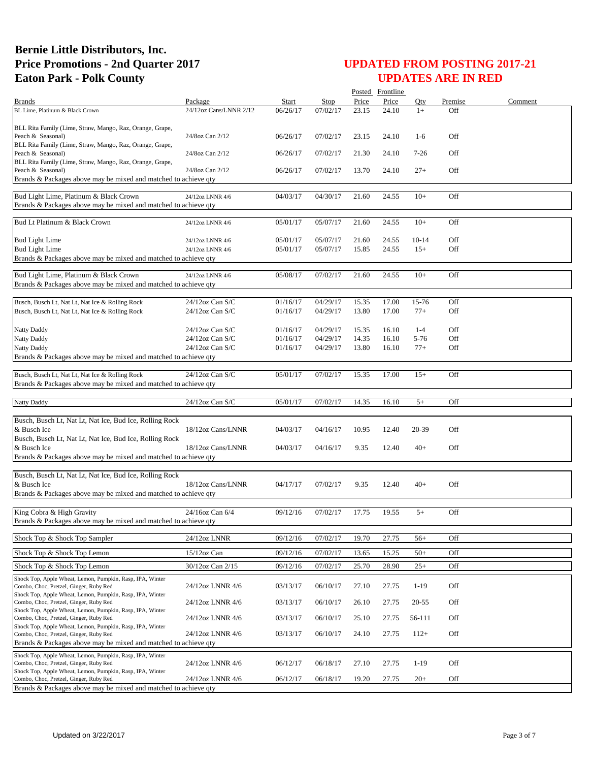# Bernie Little Distributors, Inc.
# Price Promotions - 2nd Quarter 2017
# Eaton Park - Polk County

## UPDATED FROM POSTING 2017-21
## UPDATES ARE IN RED

| Brands | Package | Start | Stop | Posted Price | Frontline Price | Qty | Premise | Comment |
|---|---|---|---|---|---|---|---|---|
| BL Lime, Platinum & Black Crown | 24/12oz Cans/LNNR 2/12 | 06/26/17 | 07/02/17 | 23.15 | 24.10 | 1+ | Off | |
| BLL Rita Family (Lime, Straw, Mango, Raz, Orange, Grape, Peach & Seasonal) | 24/8oz Can 2/12 | 06/26/17 | 07/02/17 | 23.15 | 24.10 | 1-6 | Off | |
| BLL Rita Family (Lime, Straw, Mango, Raz, Orange, Grape, Peach & Seasonal) | 24/8oz Can 2/12 | 06/26/17 | 07/02/17 | 21.30 | 24.10 | 7-26 | Off | |
| BLL Rita Family (Lime, Straw, Mango, Raz, Orange, Grape, Peach & Seasonal) | 24/8oz Can 2/12 | 06/26/17 | 07/02/17 | 13.70 | 24.10 | 27+ | Off | |
| Brands & Packages above may be mixed and matched to achieve qty | | | | | | | | |
| Bud Light Lime, Platinum & Black Crown | 24/12oz LNNR 4/6 | 04/03/17 | 04/30/17 | 21.60 | 24.55 | 10+ | Off | |
| Brands & Packages above may be mixed and matched to achieve qty | | | | | | | | |
| Bud Lt Platinum & Black Crown | 24/12oz LNNR 4/6 | 05/01/17 | 05/07/17 | 21.60 | 24.55 | 10+ | Off | |
| Bud Light Lime | 24/12oz LNNR 4/6 | 05/01/17 | 05/07/17 | 21.60 | 24.55 | 10-14 | Off | |
| Bud Light Lime | 24/12oz LNNR 4/6 | 05/01/17 | 05/07/17 | 15.85 | 24.55 | 15+ | Off | |
| Brands & Packages above may be mixed and matched to achieve qty | | | | | | | | |
| Bud Light Lime, Platinum & Black Crown | 24/12oz LNNR 4/6 | 05/08/17 | 07/02/17 | 21.60 | 24.55 | 10+ | Off | |
| Brands & Packages above may be mixed and matched to achieve qty | | | | | | | | |
| Busch, Busch Lt, Nat Lt, Nat Ice & Rolling Rock | 24/12oz Can S/C | 01/16/17 | 04/29/17 | 15.35 | 17.00 | 15-76 | Off | |
| Busch, Busch Lt, Nat Lt, Nat Ice & Rolling Rock | 24/12oz Can S/C | 01/16/17 | 04/29/17 | 13.80 | 17.00 | 77+ | Off | |
| Natty Daddy | 24/12oz Can S/C | 01/16/17 | 04/29/17 | 15.35 | 16.10 | 1-4 | Off | |
| Natty Daddy | 24/12oz Can S/C | 01/16/17 | 04/29/17 | 14.35 | 16.10 | 5-76 | Off | |
| Natty Daddy | 24/12oz Can S/C | 01/16/17 | 04/29/17 | 13.80 | 16.10 | 77+ | Off | |
| Brands & Packages above may be mixed and matched to achieve qty | | | | | | | | |
| Busch, Busch Lt, Nat Lt, Nat Ice & Rolling Rock | 24/12oz Can S/C | 05/01/17 | 07/02/17 | 15.35 | 17.00 | 15+ | Off | |
| Brands & Packages above may be mixed and matched to achieve qty | | | | | | | | |
| Natty Daddy | 24/12oz Can S/C | 05/01/17 | 07/02/17 | 14.35 | 16.10 | 5+ | Off | |
| Busch, Busch Lt, Nat Lt, Nat Ice, Bud Ice, Rolling Rock & Busch Ice | 18/12oz Cans/LNNR | 04/03/17 | 04/16/17 | 10.95 | 12.40 | 20-39 | Off | |
| Busch, Busch Lt, Nat Lt, Nat Ice, Bud Ice, Rolling Rock & Busch Ice | 18/12oz Cans/LNNR | 04/03/17 | 04/16/17 | 9.35 | 12.40 | 40+ | Off | |
| Brands & Packages above may be mixed and matched to achieve qty | | | | | | | | |
| Busch, Busch Lt, Nat Lt, Nat Ice, Bud Ice, Rolling Rock & Busch Ice | 18/12oz Cans/LNNR | 04/17/17 | 07/02/17 | 9.35 | 12.40 | 40+ | Off | |
| Brands & Packages above may be mixed and matched to achieve qty | | | | | | | | |
| King Cobra & High Gravity | 24/16oz Can 6/4 | 09/12/16 | 07/02/17 | 17.75 | 19.55 | 5+ | Off | |
| Brands & Packages above may be mixed and matched to achieve qty | | | | | | | | |
| Shock Top & Shock Top Sampler | 24/12oz LNNR | 09/12/16 | 07/02/17 | 19.70 | 27.75 | 56+ | Off | |
| Shock Top & Shock Top Lemon | 15/12oz Can | 09/12/16 | 07/02/17 | 13.65 | 15.25 | 50+ | Off | |
| Shock Top & Shock Top Lemon | 30/12oz Can 2/15 | 09/12/16 | 07/02/17 | 25.70 | 28.90 | 25+ | Off | |
| Shock Top, Apple Wheat, Lemon, Pumpkin, Rasp, IPA, Winter Combo, Choc, Pretzel, Ginger, Ruby Red | 24/12oz LNNR 4/6 | 03/13/17 | 06/10/17 | 27.10 | 27.75 | 1-19 | Off | |
| Shock Top, Apple Wheat, Lemon, Pumpkin, Rasp, IPA, Winter Combo, Choc, Pretzel, Ginger, Ruby Red | 24/12oz LNNR 4/6 | 03/13/17 | 06/10/17 | 26.10 | 27.75 | 20-55 | Off | |
| Shock Top, Apple Wheat, Lemon, Pumpkin, Rasp, IPA, Winter Combo, Choc, Pretzel, Ginger, Ruby Red | 24/12oz LNNR 4/6 | 03/13/17 | 06/10/17 | 25.10 | 27.75 | 56-111 | Off | |
| Shock Top, Apple Wheat, Lemon, Pumpkin, Rasp, IPA, Winter Combo, Choc, Pretzel, Ginger, Ruby Red | 24/12oz LNNR 4/6 | 03/13/17 | 06/10/17 | 24.10 | 27.75 | 112+ | Off | |
| Brands & Packages above may be mixed and matched to achieve qty | | | | | | | | |
| Shock Top, Apple Wheat, Lemon, Pumpkin, Rasp, IPA, Winter Combo, Choc, Pretzel, Ginger, Ruby Red | 24/12oz LNNR 4/6 | 06/12/17 | 06/18/17 | 27.10 | 27.75 | 1-19 | Off | |
| Shock Top, Apple Wheat, Lemon, Pumpkin, Rasp, IPA, Winter Combo, Choc, Pretzel, Ginger, Ruby Red | 24/12oz LNNR 4/6 | 06/12/17 | 06/18/17 | 19.20 | 27.75 | 20+ | Off | |
| Brands & Packages above may be mixed and matched to achieve qty | | | | | | | | |

Updated on 3/22/2017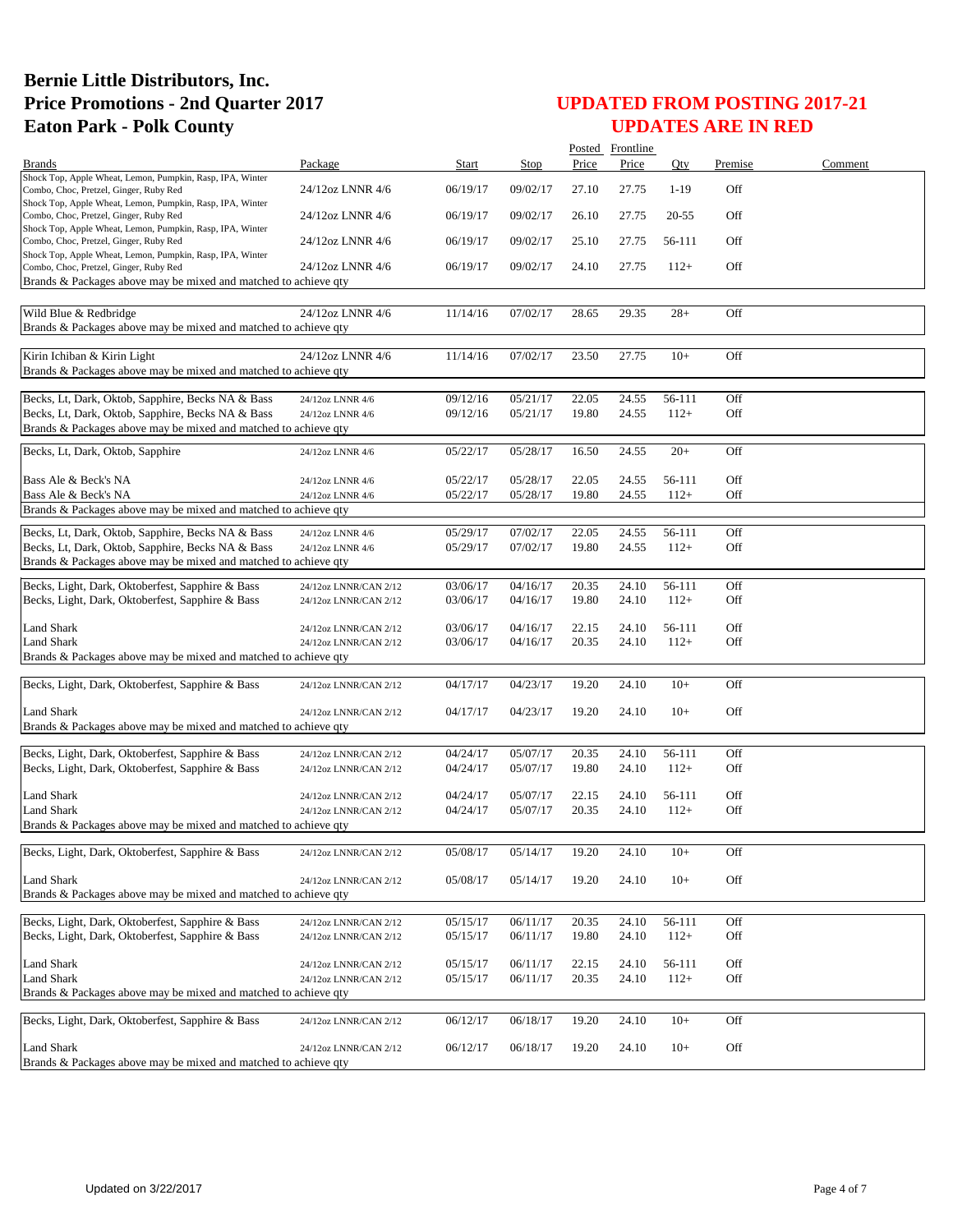# Bernie Little Distributors, Inc.
# Price Promotions - 2nd Quarter 2017
# Eaton Park - Polk County

## UPDATED FROM POSTING 2017-21
## UPDATES ARE IN RED

| Brands | Package | Start | Stop | Posted Price | Frontline Price | Qty | Premise | Comment |
|---|---|---|---|---|---|---|---|---|
| Shock Top, Apple Wheat, Lemon, Pumpkin, Rasp, IPA, Winter Combo, Choc, Pretzel, Ginger, Ruby Red | 24/12oz LNNR 4/6 | 06/19/17 | 09/02/17 | 27.10 | 27.75 | 1-19 | Off | |
| Shock Top, Apple Wheat, Lemon, Pumpkin, Rasp, IPA, Winter Combo, Choc, Pretzel, Ginger, Ruby Red | 24/12oz LNNR 4/6 | 06/19/17 | 09/02/17 | 26.10 | 27.75 | 20-55 | Off | |
| Shock Top, Apple Wheat, Lemon, Pumpkin, Rasp, IPA, Winter Combo, Choc, Pretzel, Ginger, Ruby Red | 24/12oz LNNR 4/6 | 06/19/17 | 09/02/17 | 25.10 | 27.75 | 56-111 | Off | |
| Shock Top, Apple Wheat, Lemon, Pumpkin, Rasp, IPA, Winter Combo, Choc, Pretzel, Ginger, Ruby Red | 24/12oz LNNR 4/6 | 06/19/17 | 09/02/17 | 24.10 | 27.75 | 112+ | Off | |
| Brands & Packages above may be mixed and matched to achieve qty | | | | | | | | |
| Wild Blue & Redbridge | 24/12oz LNNR 4/6 | 11/14/16 | 07/02/17 | 28.65 | 29.35 | 28+ | Off | |
| Brands & Packages above may be mixed and matched to achieve qty | | | | | | | | |
| Kirin Ichiban & Kirin Light | 24/12oz LNNR 4/6 | 11/14/16 | 07/02/17 | 23.50 | 27.75 | 10+ | Off | |
| Brands & Packages above may be mixed and matched to achieve qty | | | | | | | | |
| Becks, Lt, Dark, Oktob, Sapphire, Becks NA & Bass | 24/12oz LNNR 4/6 | 09/12/16 | 05/21/17 | 22.05 | 24.55 | 56-111 | Off | |
| Becks, Lt, Dark, Oktob, Sapphire, Becks NA & Bass | 24/12oz LNNR 4/6 | 09/12/16 | 05/21/17 | 19.80 | 24.55 | 112+ | Off | |
| Brands & Packages above may be mixed and matched to achieve qty | | | | | | | | |
| Becks, Lt, Dark, Oktob, Sapphire | 24/12oz LNNR 4/6 | 05/22/17 | 05/28/17 | 16.50 | 24.55 | 20+ | Off | |
| Bass Ale & Beck's NA | 24/12oz LNNR 4/6 | 05/22/17 | 05/28/17 | 22.05 | 24.55 | 56-111 | Off | |
| Bass Ale & Beck's NA | 24/12oz LNNR 4/6 | 05/22/17 | 05/28/17 | 19.80 | 24.55 | 112+ | Off | |
| Brands & Packages above may be mixed and matched to achieve qty | | | | | | | | |
| Becks, Lt, Dark, Oktob, Sapphire, Becks NA & Bass | 24/12oz LNNR 4/6 | 05/29/17 | 07/02/17 | 22.05 | 24.55 | 56-111 | Off | |
| Becks, Lt, Dark, Oktob, Sapphire, Becks NA & Bass | 24/12oz LNNR 4/6 | 05/29/17 | 07/02/17 | 19.80 | 24.55 | 112+ | Off | |
| Brands & Packages above may be mixed and matched to achieve qty | | | | | | | | |
| Becks, Light, Dark, Oktoberfest, Sapphire & Bass | 24/12oz LNNR/CAN 2/12 | 03/06/17 | 04/16/17 | 20.35 | 24.10 | 56-111 | Off | |
| Becks, Light, Dark, Oktoberfest, Sapphire & Bass | 24/12oz LNNR/CAN 2/12 | 03/06/17 | 04/16/17 | 19.80 | 24.10 | 112+ | Off | |
| Land Shark | 24/12oz LNNR/CAN 2/12 | 03/06/17 | 04/16/17 | 22.15 | 24.10 | 56-111 | Off | |
| Land Shark | 24/12oz LNNR/CAN 2/12 | 03/06/17 | 04/16/17 | 20.35 | 24.10 | 112+ | Off | |
| Brands & Packages above may be mixed and matched to achieve qty | | | | | | | | |
| Becks, Light, Dark, Oktoberfest, Sapphire & Bass | 24/12oz LNNR/CAN 2/12 | 04/17/17 | 04/23/17 | 19.20 | 24.10 | 10+ | Off | |
| Land Shark | 24/12oz LNNR/CAN 2/12 | 04/17/17 | 04/23/17 | 19.20 | 24.10 | 10+ | Off | |
| Brands & Packages above may be mixed and matched to achieve qty | | | | | | | | |
| Becks, Light, Dark, Oktoberfest, Sapphire & Bass | 24/12oz LNNR/CAN 2/12 | 04/24/17 | 05/07/17 | 20.35 | 24.10 | 56-111 | Off | |
| Becks, Light, Dark, Oktoberfest, Sapphire & Bass | 24/12oz LNNR/CAN 2/12 | 04/24/17 | 05/07/17 | 19.80 | 24.10 | 112+ | Off | |
| Land Shark | 24/12oz LNNR/CAN 2/12 | 04/24/17 | 05/07/17 | 22.15 | 24.10 | 56-111 | Off | |
| Land Shark | 24/12oz LNNR/CAN 2/12 | 04/24/17 | 05/07/17 | 20.35 | 24.10 | 112+ | Off | |
| Brands & Packages above may be mixed and matched to achieve qty | | | | | | | | |
| Becks, Light, Dark, Oktoberfest, Sapphire & Bass | 24/12oz LNNR/CAN 2/12 | 05/08/17 | 05/14/17 | 19.20 | 24.10 | 10+ | Off | |
| Land Shark | 24/12oz LNNR/CAN 2/12 | 05/08/17 | 05/14/17 | 19.20 | 24.10 | 10+ | Off | |
| Brands & Packages above may be mixed and matched to achieve qty | | | | | | | | |
| Becks, Light, Dark, Oktoberfest, Sapphire & Bass | 24/12oz LNNR/CAN 2/12 | 05/15/17 | 06/11/17 | 20.35 | 24.10 | 56-111 | Off | |
| Becks, Light, Dark, Oktoberfest, Sapphire & Bass | 24/12oz LNNR/CAN 2/12 | 05/15/17 | 06/11/17 | 19.80 | 24.10 | 112+ | Off | |
| Land Shark | 24/12oz LNNR/CAN 2/12 | 05/15/17 | 06/11/17 | 22.15 | 24.10 | 56-111 | Off | |
| Land Shark | 24/12oz LNNR/CAN 2/12 | 05/15/17 | 06/11/17 | 20.35 | 24.10 | 112+ | Off | |
| Brands & Packages above may be mixed and matched to achieve qty | | | | | | | | |
| Becks, Light, Dark, Oktoberfest, Sapphire & Bass | 24/12oz LNNR/CAN 2/12 | 06/12/17 | 06/18/17 | 19.20 | 24.10 | 10+ | Off | |
| Land Shark | 24/12oz LNNR/CAN 2/12 | 06/12/17 | 06/18/17 | 19.20 | 24.10 | 10+ | Off | |
| Brands & Packages above may be mixed and matched to achieve qty | | | | | | | | |

Updated on 3/22/2017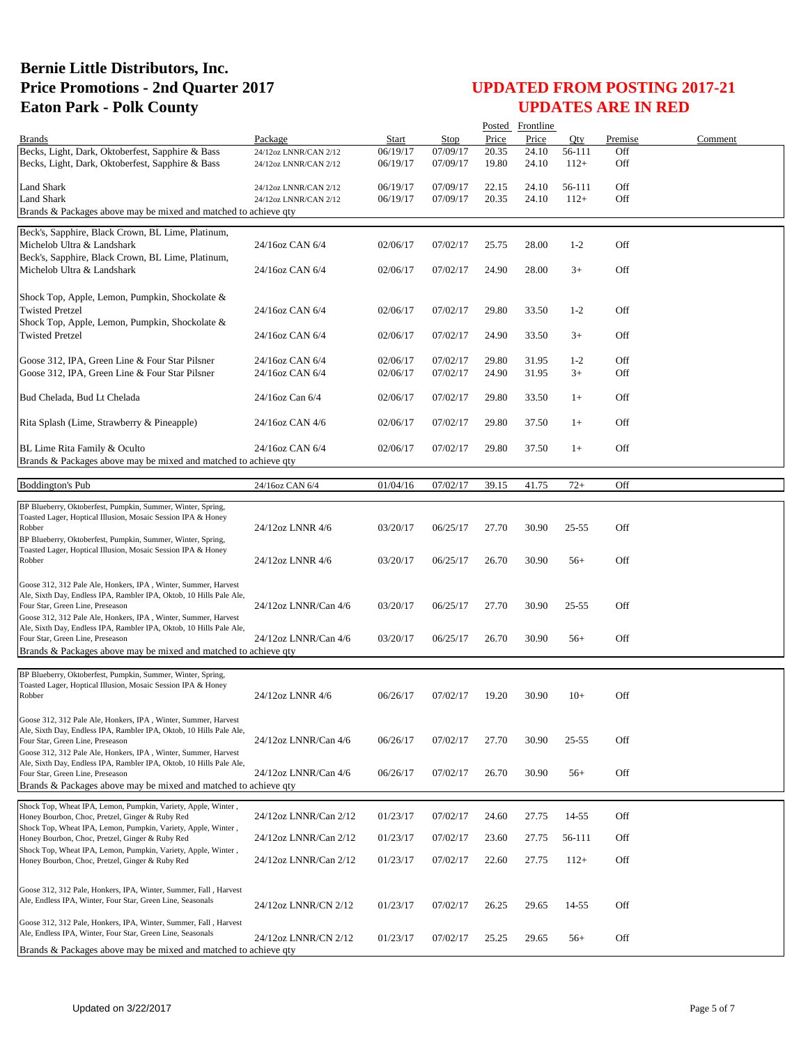# Bernie Little Distributors, Inc.
# Price Promotions - 2nd Quarter 2017
# Eaton Park - Polk County

## UPDATED FROM POSTING 2017-21
## UPDATES ARE IN RED

| Brands | Package | Start | Stop | Posted Price | Frontline Price | Qty | Premise | Comment |
|---|---|---|---|---|---|---|---|---|
| Becks, Light, Dark, Oktoberfest, Sapphire & Bass | 24/12oz LNNR/CAN 2/12 | 06/19/17 | 07/09/17 | 20.35 | 24.10 | 56-111 | Off | |
| Becks, Light, Dark, Oktoberfest, Sapphire & Bass | 24/12oz LNNR/CAN 2/12 | 06/19/17 | 07/09/17 | 19.80 | 24.10 | 112+ | Off | |
| Land Shark | 24/12oz LNNR/CAN 2/12 | 06/19/17 | 07/09/17 | 22.15 | 24.10 | 56-111 | Off | |
| Land Shark | 24/12oz LNNR/CAN 2/12 | 06/19/17 | 07/09/17 | 20.35 | 24.10 | 112+ | Off | |
| Brands & Packages above may be mixed and matched to achieve qty | | | | | | | | |
| Beck's, Sapphire, Black Crown, BL Lime, Platinum, Michelob Ultra & Landshark | 24/16oz CAN 6/4 | 02/06/17 | 07/02/17 | 25.75 | 28.00 | 1-2 | Off | |
| Beck's, Sapphire, Black Crown, BL Lime, Platinum, Michelob Ultra & Landshark | 24/16oz CAN 6/4 | 02/06/17 | 07/02/17 | 24.90 | 28.00 | 3+ | Off | |
| Shock Top, Apple, Lemon, Pumpkin, Shockolate & Twisted Pretzel | 24/16oz CAN 6/4 | 02/06/17 | 07/02/17 | 29.80 | 33.50 | 1-2 | Off | |
| Shock Top, Apple, Lemon, Pumpkin, Shockolate & Twisted Pretzel | 24/16oz CAN 6/4 | 02/06/17 | 07/02/17 | 24.90 | 33.50 | 3+ | Off | |
| Goose 312, IPA, Green Line & Four Star Pilsner | 24/16oz CAN 6/4 | 02/06/17 | 07/02/17 | 29.80 | 31.95 | 1-2 | Off | |
| Goose 312, IPA, Green Line & Four Star Pilsner | 24/16oz CAN 6/4 | 02/06/17 | 07/02/17 | 24.90 | 31.95 | 3+ | Off | |
| Bud Chelada, Bud Lt Chelada | 24/16oz Can 6/4 | 02/06/17 | 07/02/17 | 29.80 | 33.50 | 1+ | Off | |
| Rita Splash (Lime, Strawberry & Pineapple) | 24/16oz CAN 4/6 | 02/06/17 | 07/02/17 | 29.80 | 37.50 | 1+ | Off | |
| BL Lime Rita Family & Oculto | 24/16oz CAN 6/4 | 02/06/17 | 07/02/17 | 29.80 | 37.50 | 1+ | Off | |
| Brands & Packages above may be mixed and matched to achieve qty | | | | | | | | |
| Boddington's Pub | 24/16oz CAN 6/4 | 01/04/16 | 07/02/17 | 39.15 | 41.75 | 72+ | Off | |
| BP Blueberry, Oktoberfest, Pumpkin, Summer, Winter, Spring, Toasted Lager, Hoptical Illusion, Mosaic Session IPA & Honey Robber | 24/12oz LNNR 4/6 | 03/20/17 | 06/25/17 | 27.70 | 30.90 | 25-55 | Off | |
| BP Blueberry, Oktoberfest, Pumpkin, Summer, Winter, Spring, Toasted Lager, Hoptical Illusion, Mosaic Session IPA & Honey Robber | 24/12oz LNNR 4/6 | 03/20/17 | 06/25/17 | 26.70 | 30.90 | 56+ | Off | |
| Goose 312, 312 Pale Ale, Honkers, IPA , Winter, Summer, Harvest Ale, Sixth Day, Endless IPA, Rambler IPA, Oktob, 10 Hills Pale Ale, Four Star, Green Line, Preseason | 24/12oz LNNR/Can 4/6 | 03/20/17 | 06/25/17 | 27.70 | 30.90 | 25-55 | Off | |
| Goose 312, 312 Pale Ale, Honkers, IPA , Winter, Summer, Harvest Ale, Sixth Day, Endless IPA, Rambler IPA, Oktob, 10 Hills Pale Ale, Four Star, Green Line, Preseason | 24/12oz LNNR/Can 4/6 | 03/20/17 | 06/25/17 | 26.70 | 30.90 | 56+ | Off | |
| Brands & Packages above may be mixed and matched to achieve qty | | | | | | | | |
| BP Blueberry, Oktoberfest, Pumpkin, Summer, Winter, Spring, Toasted Lager, Hoptical Illusion, Mosaic Session IPA & Honey Robber | 24/12oz LNNR 4/6 | 06/26/17 | 07/02/17 | 19.20 | 30.90 | 10+ | Off | |
| Goose 312, 312 Pale Ale, Honkers, IPA , Winter, Summer, Harvest Ale, Sixth Day, Endless IPA, Rambler IPA, Oktob, 10 Hills Pale Ale, Four Star, Green Line, Preseason | 24/12oz LNNR/Can 4/6 | 06/26/17 | 07/02/17 | 27.70 | 30.90 | 25-55 | Off | |
| Goose 312, 312 Pale Ale, Honkers, IPA , Winter, Summer, Harvest Ale, Sixth Day, Endless IPA, Rambler IPA, Oktob, 10 Hills Pale Ale, Four Star, Green Line, Preseason | 24/12oz LNNR/Can 4/6 | 06/26/17 | 07/02/17 | 26.70 | 30.90 | 56+ | Off | |
| Brands & Packages above may be mixed and matched to achieve qty | | | | | | | | |
| Shock Top, Wheat IPA, Lemon, Pumpkin, Variety, Apple, Winter , Honey Bourbon, Choc, Pretzel, Ginger & Ruby Red | 24/12oz LNNR/Can 2/12 | 01/23/17 | 07/02/17 | 24.60 | 27.75 | 14-55 | Off | |
| Shock Top, Wheat IPA, Lemon, Pumpkin, Variety, Apple, Winter , Honey Bourbon, Choc, Pretzel, Ginger & Ruby Red | 24/12oz LNNR/Can 2/12 | 01/23/17 | 07/02/17 | 23.60 | 27.75 | 56-111 | Off | |
| Shock Top, Wheat IPA, Lemon, Pumpkin, Variety, Apple, Winter , Honey Bourbon, Choc, Pretzel, Ginger & Ruby Red | 24/12oz LNNR/Can 2/12 | 01/23/17 | 07/02/17 | 22.60 | 27.75 | 112+ | Off | |
| Goose 312, 312 Pale, Honkers, IPA, Winter, Summer, Fall , Harvest Ale, Endless IPA, Winter, Four Star, Green Line, Seasonals | 24/12oz LNNR/CN 2/12 | 01/23/17 | 07/02/17 | 26.25 | 29.65 | 14-55 | Off | |
| Goose 312, 312 Pale, Honkers, IPA, Winter, Summer, Fall , Harvest Ale, Endless IPA, Winter, Four Star, Green Line, Seasonals | 24/12oz LNNR/CN 2/12 | 01/23/17 | 07/02/17 | 25.25 | 29.65 | 56+ | Off | |
| Brands & Packages above may be mixed and matched to achieve qty | | | | | | | | |

Updated on 3/22/2017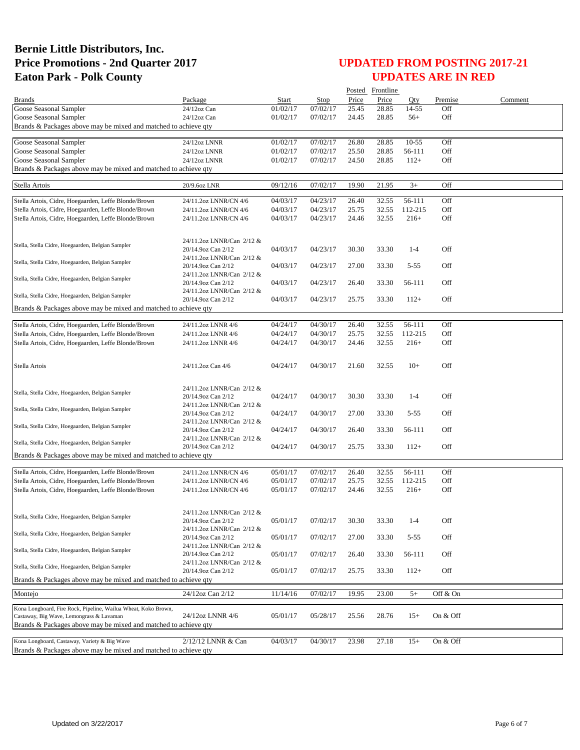# Bernie Little Distributors, Inc.
# Price Promotions - 2nd Quarter 2017
# Eaton Park - Polk County

## UPDATED FROM POSTING 2017-21
## UPDATES ARE IN RED

| Brands | Package | Start | Stop | Posted Price | Frontline Price | Qty | Premise | Comment |
|---|---|---|---|---|---|---|---|---|
| Goose Seasonal Sampler | 24/12oz Can | 01/02/17 | 07/02/17 | 25.45 | 28.85 | 14-55 | Off | |
| Goose Seasonal Sampler | 24/12oz Can | 01/02/17 | 07/02/17 | 24.45 | 28.85 | 56+ | Off | |
| Brands & Packages above may be mixed and matched to achieve qty | | | | | | | | |
| Goose Seasonal Sampler | 24/12oz LNNR | 01/02/17 | 07/02/17 | 26.80 | 28.85 | 10-55 | Off | |
| Goose Seasonal Sampler | 24/12oz LNNR | 01/02/17 | 07/02/17 | 25.50 | 28.85 | 56-111 | Off | |
| Goose Seasonal Sampler | 24/12oz LNNR | 01/02/17 | 07/02/17 | 24.50 | 28.85 | 112+ | Off | |
| Brands & Packages above may be mixed and matched to achieve qty | | | | | | | | |
| Stella Artois | 20/9.6oz LNR | 09/12/16 | 07/02/17 | 19.90 | 21.95 | 3+ | Off | |
| Stella Artois, Cidre, Hoegaarden, Leffe Blonde/Brown | 24/11.2oz LNNR/CN 4/6 | 04/03/17 | 04/23/17 | 26.40 | 32.55 | 56-111 | Off | |
| Stella Artois, Cidre, Hoegaarden, Leffe Blonde/Brown | 24/11.2oz LNNR/CN 4/6 | 04/03/17 | 04/23/17 | 25.75 | 32.55 | 112-215 | Off | |
| Stella Artois, Cidre, Hoegaarden, Leffe Blonde/Brown | 24/11.2oz LNNR/CN 4/6 | 04/03/17 | 04/23/17 | 24.46 | 32.55 | 216+ | Off | |
| Stella, Stella Cidre, Hoegaarden, Belgian Sampler | 24/11.2oz LNNR/Can 2/12 & 20/14.9oz Can 2/12 | 04/03/17 | 04/23/17 | 30.30 | 33.30 | 1-4 | Off | |
| Stella, Stella Cidre, Hoegaarden, Belgian Sampler | 24/11.2oz LNNR/Can 2/12 & 20/14.9oz Can 2/12 | 04/03/17 | 04/23/17 | 27.00 | 33.30 | 5-55 | Off | |
| Stella, Stella Cidre, Hoegaarden, Belgian Sampler | 24/11.2oz LNNR/Can 2/12 & 20/14.9oz Can 2/12 | 04/03/17 | 04/23/17 | 26.40 | 33.30 | 56-111 | Off | |
| Stella, Stella Cidre, Hoegaarden, Belgian Sampler | 24/11.2oz LNNR/Can 2/12 & 20/14.9oz Can 2/12 | 04/03/17 | 04/23/17 | 25.75 | 33.30 | 112+ | Off | |
| Brands & Packages above may be mixed and matched to achieve qty | | | | | | | | |
| Stella Artois, Cidre, Hoegaarden, Leffe Blonde/Brown | 24/11.2oz LNNR 4/6 | 04/24/17 | 04/30/17 | 26.40 | 32.55 | 56-111 | Off | |
| Stella Artois, Cidre, Hoegaarden, Leffe Blonde/Brown | 24/11.2oz LNNR 4/6 | 04/24/17 | 04/30/17 | 25.75 | 32.55 | 112-215 | Off | |
| Stella Artois, Cidre, Hoegaarden, Leffe Blonde/Brown | 24/11.2oz LNNR 4/6 | 04/24/17 | 04/30/17 | 24.46 | 32.55 | 216+ | Off | |
| Stella Artois | 24/11.2oz Can 4/6 | 04/24/17 | 04/30/17 | 21.60 | 32.55 | 10+ | Off | |
| Stella, Stella Cidre, Hoegaarden, Belgian Sampler | 24/11.2oz LNNR/Can 2/12 & 20/14.9oz Can 2/12 | 04/24/17 | 04/30/17 | 30.30 | 33.30 | 1-4 | Off | |
| Stella, Stella Cidre, Hoegaarden, Belgian Sampler | 24/11.2oz LNNR/Can 2/12 & 20/14.9oz Can 2/12 | 04/24/17 | 04/30/17 | 27.00 | 33.30 | 5-55 | Off | |
| Stella, Stella Cidre, Hoegaarden, Belgian Sampler | 24/11.2oz LNNR/Can 2/12 & 20/14.9oz Can 2/12 | 04/24/17 | 04/30/17 | 26.40 | 33.30 | 56-111 | Off | |
| Stella, Stella Cidre, Hoegaarden, Belgian Sampler | 24/11.2oz LNNR/Can 2/12 & 20/14.9oz Can 2/12 | 04/24/17 | 04/30/17 | 25.75 | 33.30 | 112+ | Off | |
| Brands & Packages above may be mixed and matched to achieve qty | | | | | | | | |
| Stella Artois, Cidre, Hoegaarden, Leffe Blonde/Brown | 24/11.2oz LNNR/CN 4/6 | 05/01/17 | 07/02/17 | 26.40 | 32.55 | 56-111 | Off | |
| Stella Artois, Cidre, Hoegaarden, Leffe Blonde/Brown | 24/11.2oz LNNR/CN 4/6 | 05/01/17 | 07/02/17 | 25.75 | 32.55 | 112-215 | Off | |
| Stella Artois, Cidre, Hoegaarden, Leffe Blonde/Brown | 24/11.2oz LNNR/CN 4/6 | 05/01/17 | 07/02/17 | 24.46 | 32.55 | 216+ | Off | |
| Stella, Stella Cidre, Hoegaarden, Belgian Sampler | 24/11.2oz LNNR/Can 2/12 & 20/14.9oz Can 2/12 | 05/01/17 | 07/02/17 | 30.30 | 33.30 | 1-4 | Off | |
| Stella, Stella Cidre, Hoegaarden, Belgian Sampler | 24/11.2oz LNNR/Can 2/12 & 20/14.9oz Can 2/12 | 05/01/17 | 07/02/17 | 27.00 | 33.30 | 5-55 | Off | |
| Stella, Stella Cidre, Hoegaarden, Belgian Sampler | 24/11.2oz LNNR/Can 2/12 & 20/14.9oz Can 2/12 | 05/01/17 | 07/02/17 | 26.40 | 33.30 | 56-111 | Off | |
| Stella, Stella Cidre, Hoegaarden, Belgian Sampler | 24/11.2oz LNNR/Can 2/12 & 20/14.9oz Can 2/12 | 05/01/17 | 07/02/17 | 25.75 | 33.30 | 112+ | Off | |
| Brands & Packages above may be mixed and matched to achieve qty | | | | | | | | |
| Montejo | 24/12oz Can 2/12 | 11/14/16 | 07/02/17 | 19.95 | 23.00 | 5+ | Off & On | |
| Kona Longboard, Fire Rock, Pipeline, Wailua Wheat, Koko Brown, Castaway, Big Wave, Lemongrass & Lavaman | 24/12oz LNNR 4/6 | 05/01/17 | 05/28/17 | 25.56 | 28.76 | 15+ | On & Off | |
| Brands & Packages above may be mixed and matched to achieve qty | | | | | | | | |
| Kona Longboard, Castaway, Variety & Big Wave | 2/12/12 LNNR & Can | 04/03/17 | 04/30/17 | 23.98 | 27.18 | 15+ | On & Off | |
| Brands & Packages above may be mixed and matched to achieve qty | | | | | | | | |

Updated on 3/22/2017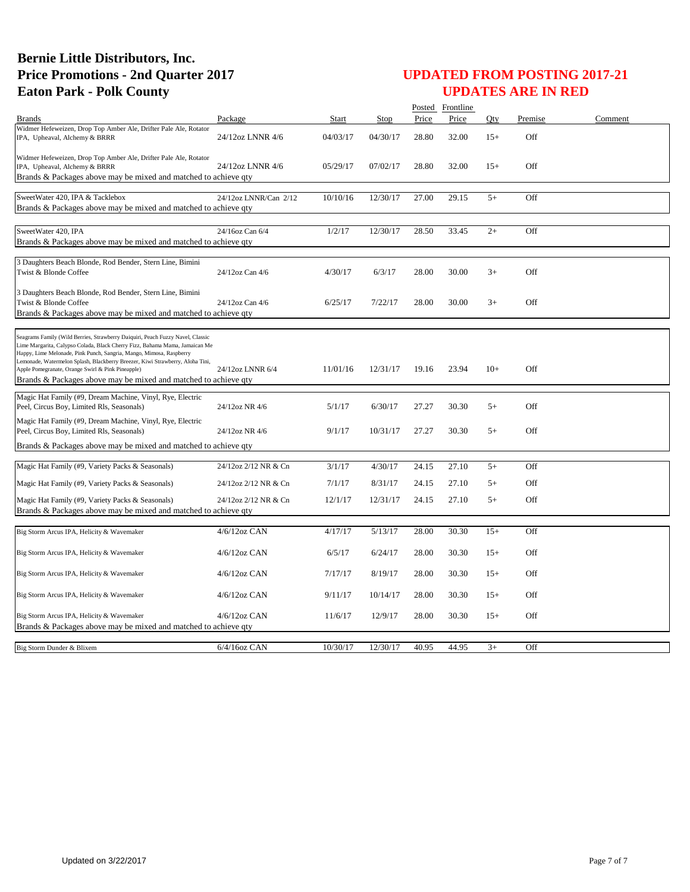# Bernie Little Distributors, Inc.
# Price Promotions - 2nd Quarter 2017
# Eaton Park - Polk County

## UPDATED FROM POSTING 2017-21
## UPDATES ARE IN RED

| Brands | Package | Start | Stop | Posted Price | Frontline Price | Qty | Premise | Comment |
|---|---|---|---|---|---|---|---|---|
| Widmer Hefeweizen, Drop Top Amber Ale, Drifter Pale Ale, Rotator IPA, Upheaval, Alchemy & BRRR | 24/12oz LNNR 4/6 | 04/03/17 | 04/30/17 | 28.80 | 32.00 | 15+ | Off | |
| Widmer Hefeweizen, Drop Top Amber Ale, Drifter Pale Ale, Rotator IPA, Upheaval, Alchemy & BRRR | 24/12oz LNNR 4/6 | 05/29/17 | 07/02/17 | 28.80 | 32.00 | 15+ | Off | |
| Brands & Packages above may be mixed and matched to achieve qty | | | | | | | | |
| SweetWater 420, IPA & Tacklebox | 24/12oz LNNR/Can 2/12 | 10/10/16 | 12/30/17 | 27.00 | 29.15 | 5+ | Off | |
| Brands & Packages above may be mixed and matched to achieve qty | | | | | | | | |
| SweetWater 420, IPA | 24/16oz Can 6/4 | 1/2/17 | 12/30/17 | 28.50 | 33.45 | 2+ | Off | |
| Brands & Packages above may be mixed and matched to achieve qty | | | | | | | | |
| 3 Daughters Beach Blonde, Rod Bender, Stern Line, Bimini Twist & Blonde Coffee | 24/12oz Can 4/6 | 4/30/17 | 6/3/17 | 28.00 | 30.00 | 3+ | Off | |
| 3 Daughters Beach Blonde, Rod Bender, Stern Line, Bimini Twist & Blonde Coffee | 24/12oz Can 4/6 | 6/25/17 | 7/22/17 | 28.00 | 30.00 | 3+ | Off | |
| Brands & Packages above may be mixed and matched to achieve qty | | | | | | | | |
| Seagrams Family (Wild Berries, Strawberry Daiquiri, Peach Fuzzy Navel, Classic Lime Margarita, Calypso Colada, Black Cherry Fizz, Bahama Mama, Jamaican Me Happy, Lime Melonade, Pink Punch, Sangria, Mango, Mimosa, Raspberry Lemonade, Watermelon Splash, Blackberry Breezer, Kiwi Strawberry, Aloha Tini, Apple Pomegranate, Orange Swirl & Pink Pineapple) | 24/12oz LNNR 6/4 | 11/01/16 | 12/31/17 | 19.16 | 23.94 | 10+ | Off | |
| Brands & Packages above may be mixed and matched to achieve qty | | | | | | | | |
| Magic Hat Family (#9, Dream Machine, Vinyl, Rye, Electric Peel, Circus Boy, Limited Rls, Seasonals) | 24/12oz NR 4/6 | 5/1/17 | 6/30/17 | 27.27 | 30.30 | 5+ | Off | |
| Magic Hat Family (#9, Dream Machine, Vinyl, Rye, Electric Peel, Circus Boy, Limited Rls, Seasonals) | 24/12oz NR 4/6 | 9/1/17 | 10/31/17 | 27.27 | 30.30 | 5+ | Off | |
| Brands & Packages above may be mixed and matched to achieve qty | | | | | | | | |
| Magic Hat Family (#9, Variety Packs & Seasonals) | 24/12oz 2/12 NR & Cn | 3/1/17 | 4/30/17 | 24.15 | 27.10 | 5+ | Off | |
| Magic Hat Family (#9, Variety Packs & Seasonals) | 24/12oz 2/12 NR & Cn | 7/1/17 | 8/31/17 | 24.15 | 27.10 | 5+ | Off | |
| Magic Hat Family (#9, Variety Packs & Seasonals) | 24/12oz 2/12 NR & Cn | 12/1/17 | 12/31/17 | 24.15 | 27.10 | 5+ | Off | |
| Brands & Packages above may be mixed and matched to achieve qty | | | | | | | | |
| Big Storm Arcus IPA, Helicity & Wavemaker | 4/6/12oz CAN | 4/17/17 | 5/13/17 | 28.00 | 30.30 | 15+ | Off | |
| Big Storm Arcus IPA, Helicity & Wavemaker | 4/6/12oz CAN | 6/5/17 | 6/24/17 | 28.00 | 30.30 | 15+ | Off | |
| Big Storm Arcus IPA, Helicity & Wavemaker | 4/6/12oz CAN | 7/17/17 | 8/19/17 | 28.00 | 30.30 | 15+ | Off | |
| Big Storm Arcus IPA, Helicity & Wavemaker | 4/6/12oz CAN | 9/11/17 | 10/14/17 | 28.00 | 30.30 | 15+ | Off | |
| Big Storm Arcus IPA, Helicity & Wavemaker | 4/6/12oz CAN | 11/6/17 | 12/9/17 | 28.00 | 30.30 | 15+ | Off | |
| Brands & Packages above may be mixed and matched to achieve qty | | | | | | | | |
| Big Storm Dunder & Blixem | 6/4/16oz CAN | 10/30/17 | 12/30/17 | 40.95 | 44.95 | 3+ | Off | |

Updated on 3/22/2017